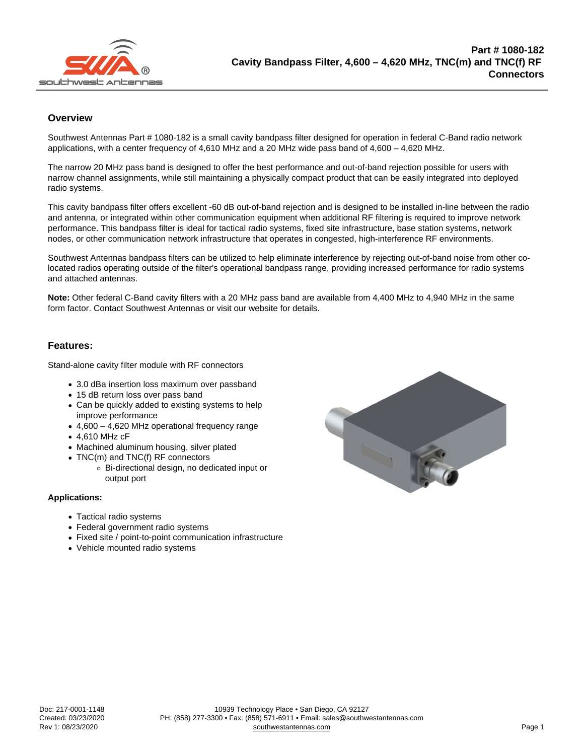# Part # 1080-182
# Cavity Bandpass Filter, 4,600 – 4,620 MHz, TNC(m) and TNC(f) RF Connectors

## Overview

Southwest Antennas Part # 1080-182 is a small cavity bandpass filter designed for operation in federal C-Band radio network applications, with a center frequency of 4,610 MHz and a 20 MHz wide pass band of 4,600 – 4,620 MHz.

The narrow 20 MHz pass band is designed to offer the best performance and out-of-band rejection possible for users with narrow channel assignments, while still maintaining a physically compact product that can be easily integrated into deployed radio systems.

This cavity bandpass filter offers excellent -60 dB out-of-band rejection and is designed to be installed in-line between the radio and antenna, or integrated within other communication equipment when additional RF filtering is required to improve network performance. This bandpass filter is ideal for tactical radio systems, fixed site infrastructure, base station systems, network nodes, or other communication network infrastructure that operates in congested, high-interference RF environments.

Southwest Antennas bandpass filters can be utilized to help eliminate interference by rejecting out-of-band noise from other co-located radios operating outside of the filter's operational bandpass range, providing increased performance for radio systems and attached antennas.

**Note:** Other federal C-Band cavity filters with a 20 MHz pass band are available from 4,400 MHz to 4,940 MHz in the same form factor. Contact Southwest Antennas or visit our website for details.

## Features:

Stand-alone cavity filter module with RF connectors

- 3.0 dBa insertion loss maximum over passband
- 15 dB return loss over pass band
- Can be quickly added to existing systems to help improve performance
- 4,600 – 4,620 MHz operational frequency range
- 4,610 MHz cF
- Machined aluminum housing, silver plated
- TNC(m) and TNC(f) RF connectors
  - Bi-directional design, no dedicated input or output port

**Applications:**

- Tactical radio systems
- Federal government radio systems
- Fixed site / point-to-point communication infrastructure
- Vehicle mounted radio systems

Doc: 217-0001-1148
Created: 03/23/2020
Rev 1: 08/23/2020

10939 Technology Place • San Diego, CA 92127
PH: (858) 277-3300 • Fax: (858) 571-6911 • Email: sales@southwestantennas.com
southwestantennas.com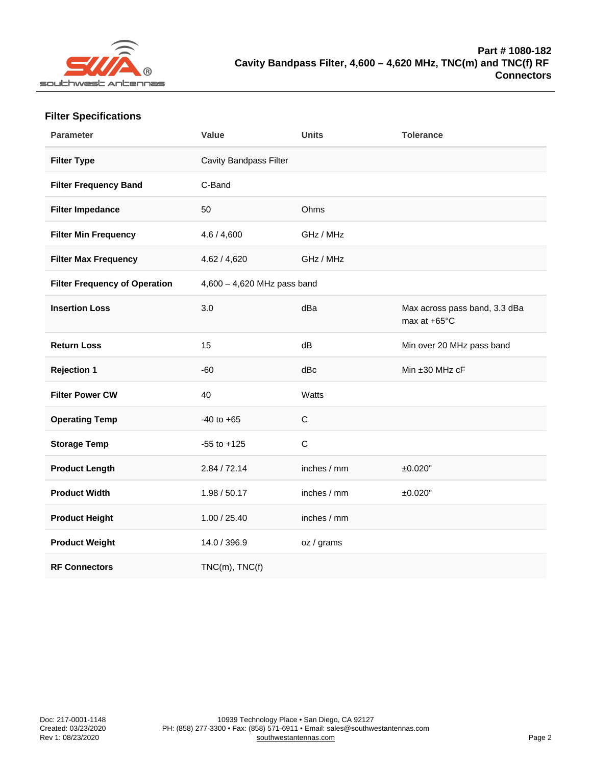# Part # 1080-182 Cavity Bandpass Filter, 4,600 – 4,620 MHz, TNC(m) and TNC(f) RF Connectors

## Filter Specifications

| Parameter | Value | Units | Tolerance |
|---|---|---|---|
| **Filter Type** | Cavity Bandpass Filter | | |
| **Filter Frequency Band** | C-Band | | |
| **Filter Impedance** | 50 | Ohms | |
| **Filter Min Frequency** | 4.6 / 4,600 | GHz / MHz | |
| **Filter Max Frequency** | 4.62 / 4,620 | GHz / MHz | |
| **Filter Frequency of Operation** | 4,600 – 4,620 MHz pass band | | |
| **Insertion Loss** | 3.0 | dBa | Max across pass band, 3.3 dBa max at +65°C |
| **Return Loss** | 15 | dB | Min over 20 MHz pass band |
| **Rejection 1** | -60 | dBc | Min ±30 MHz cF |
| **Filter Power CW** | 40 | Watts | |
| **Operating Temp** | -40 to +65 | C | |
| **Storage Temp** | -55 to +125 | C | |
| **Product Length** | 2.84 / 72.14 | inches / mm | ±0.020" |
| **Product Width** | 1.98 / 50.17 | inches / mm | ±0.020" |
| **Product Height** | 1.00 / 25.40 | inches / mm | |
| **Product Weight** | 14.0 / 396.9 | oz / grams | |
| **RF Connectors** | TNC(m), TNC(f) | | |

Doc: 217-0001-1148
Created: 03/23/2020
Rev 1: 08/23/2020

10939 Technology Place • San Diego, CA 92127
PH: (858) 277-3300 • Fax: (858) 571-6911 • Email: sales@southwestantennas.com
southwestantennas.com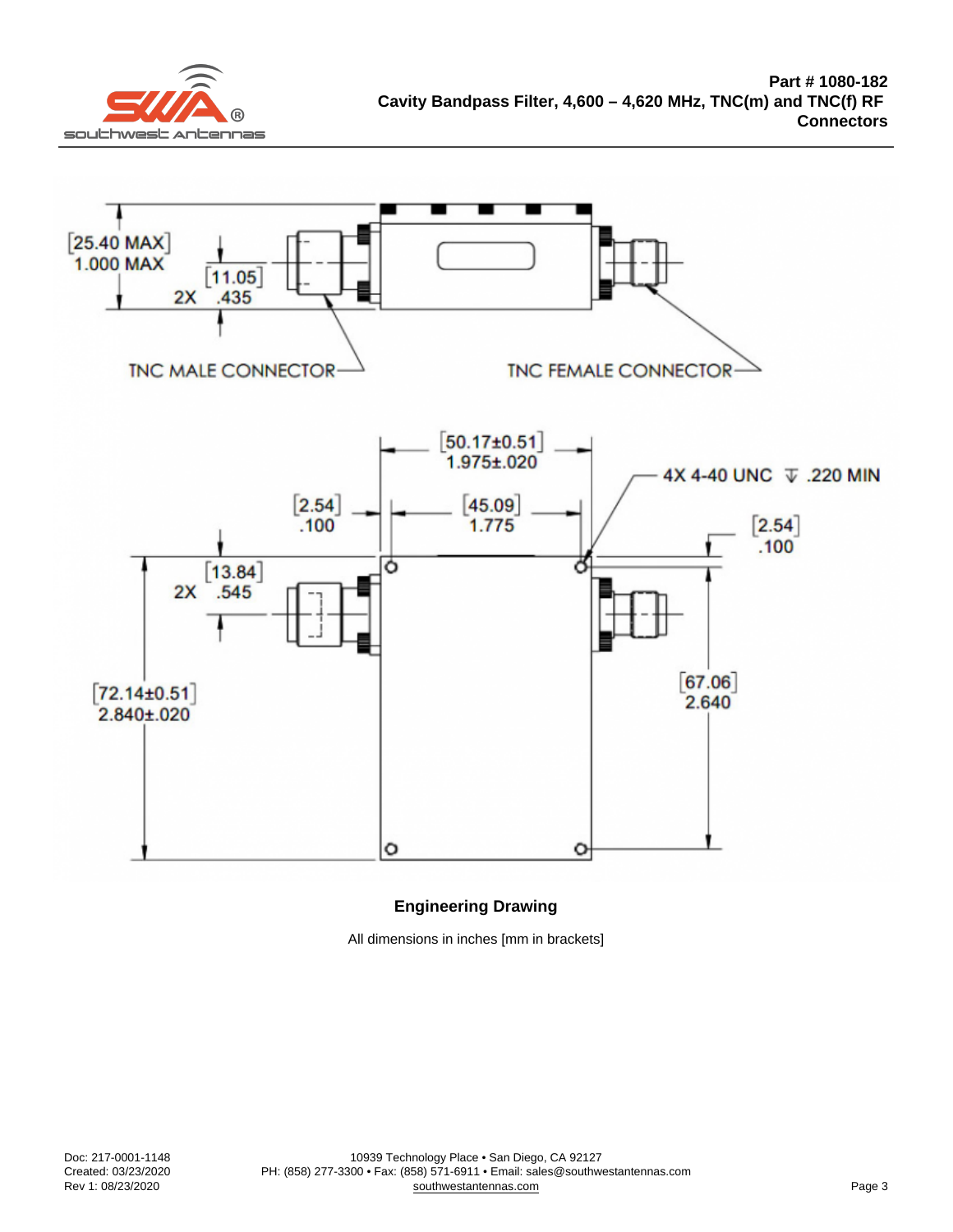**Part # 1080-182**
**Cavity Bandpass Filter, 4,600 – 4,620 MHz, TNC(m) and TNC(f) RF Connectors**

[25.40 MAX]
1.000 MAX

[11.05]
2X .435

TNC MALE CONNECTOR

TNC FEMALE CONNECTOR

[50.17±0.51]
1.975±.020

4X 4-40 UNC ↧ .220 MIN

[2.54]
.100

[45.09]
1.775

[2.54]
.100

[13.84]
2X .545

[72.14±0.51]
2.840±.020

[67.06]
2.640

**Engineering Drawing**

All dimensions in inches [mm in brackets]

Doc: 217-0001-1148
Created: 03/23/2020
Rev 1: 08/23/2020

10939 Technology Place • San Diego, CA 92127
PH: (858) 277-3300 • Fax: (858) 571-6911 • Email: sales@southwestantennas.com
southwestantennas.com